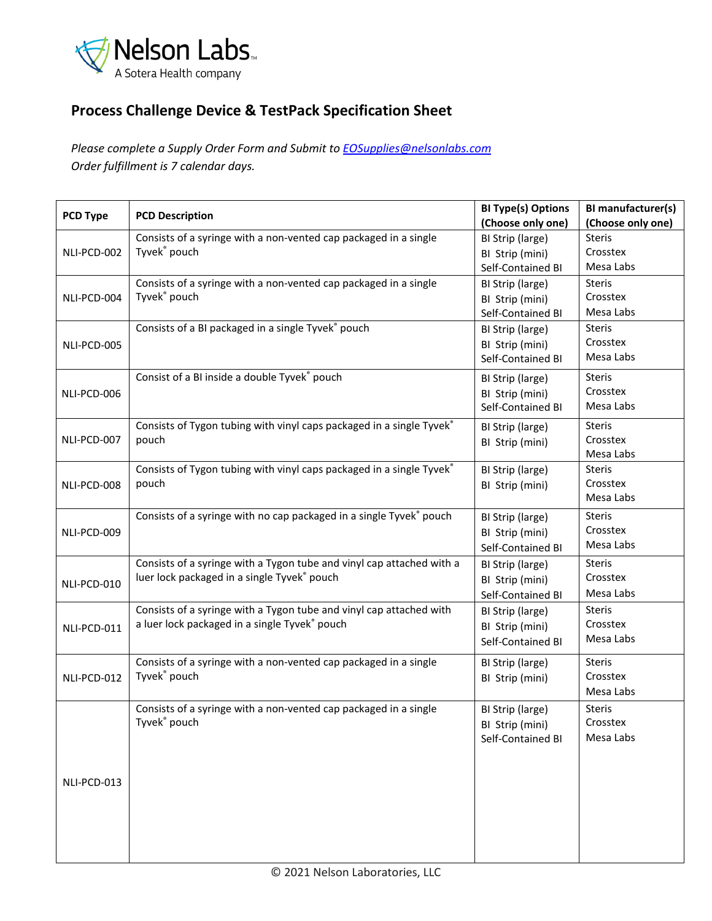Nelson Labs
A Sotera Health company

# Process Challenge Device & TestPack Specification Sheet

*Please complete a Supply Order Form and Submit to [EOSupplies@nelsonlabs.com](mailto:EOSupplies@nelsonlabs.com)*
*Order fulfillment is 7 calendar days.*

| PCD Type | PCD Description | BI Type(s) Options (Choose only one) | BI manufacturer(s) (Choose only one) |
|---|---|---|---|
| NLI-PCD-002 | Consists of a syringe with a non-vented cap packaged in a single Tyvek® pouch | BI Strip (large)<br>BI Strip (mini)<br>Self-Contained BI | Steris<br>Crosstex<br>Mesa Labs |
| NLI-PCD-004 | Consists of a syringe with a non-vented cap packaged in a single Tyvek® pouch | BI Strip (large)<br>BI Strip (mini)<br>Self-Contained BI | Steris<br>Crosstex<br>Mesa Labs |
| NLI-PCD-005 | Consists of a BI packaged in a single Tyvek® pouch | BI Strip (large)<br>BI Strip (mini)<br>Self-Contained BI | Steris<br>Crosstex<br>Mesa Labs |
| NLI-PCD-006 | Consist of a BI inside a double Tyvek® pouch | BI Strip (large)<br>BI Strip (mini)<br>Self-Contained BI | Steris<br>Crosstex<br>Mesa Labs |
| NLI-PCD-007 | Consists of Tygon tubing with vinyl caps packaged in a single Tyvek® pouch | BI Strip (large)<br>BI Strip (mini) | Steris<br>Crosstex<br>Mesa Labs |
| NLI-PCD-008 | Consists of Tygon tubing with vinyl caps packaged in a single Tyvek® pouch | BI Strip (large)<br>BI Strip (mini) | Steris<br>Crosstex<br>Mesa Labs |
| NLI-PCD-009 | Consists of a syringe with no cap packaged in a single Tyvek® pouch | BI Strip (large)<br>BI Strip (mini)<br>Self-Contained BI | Steris<br>Crosstex<br>Mesa Labs |
| NLI-PCD-010 | Consists of a syringe with a Tygon tube and vinyl cap attached with a luer lock packaged in a single Tyvek® pouch | BI Strip (large)<br>BI Strip (mini)<br>Self-Contained BI | Steris<br>Crosstex<br>Mesa Labs |
| NLI-PCD-011 | Consists of a syringe with a Tygon tube and vinyl cap attached with a luer lock packaged in a single Tyvek® pouch | BI Strip (large)<br>BI Strip (mini)<br>Self-Contained BI | Steris<br>Crosstex<br>Mesa Labs |
| NLI-PCD-012 | Consists of a syringe with a non-vented cap packaged in a single Tyvek® pouch | BI Strip (large)<br>BI Strip (mini) | Steris<br>Crosstex<br>Mesa Labs |
| NLI-PCD-013 | Consists of a syringe with a non-vented cap packaged in a single Tyvek® pouch | BI Strip (large)<br>BI Strip (mini)<br>Self-Contained BI | Steris<br>Crosstex<br>Mesa Labs |

© 2021 Nelson Laboratories, LLC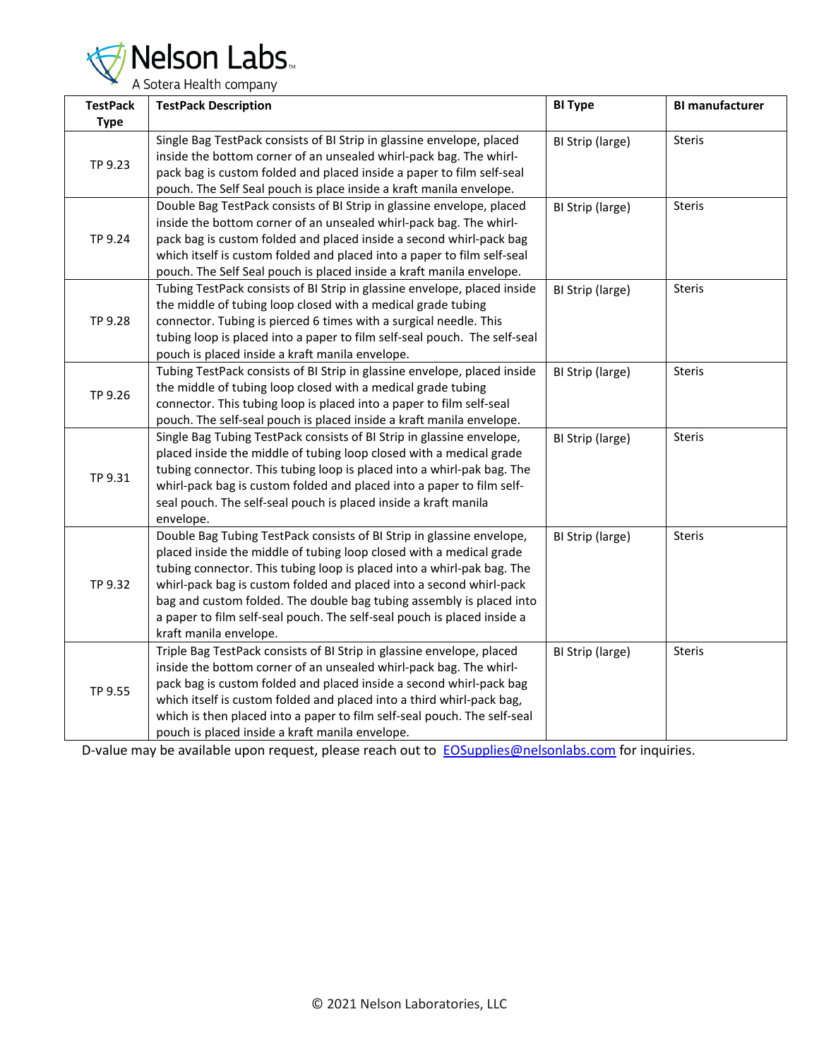| TestPack Type | TestPack Description | BI Type | BI manufacturer |
|---|---|---|---|
| TP 9.23 | Single Bag TestPack consists of BI Strip in glassine envelope, placed inside the bottom corner of an unsealed whirl-pack bag. The whirl-pack bag is custom folded and placed inside a paper to film self-seal pouch. The Self Seal pouch is place inside a kraft manila envelope. | BI Strip (large) | Steris |
| TP 9.24 | Double Bag TestPack consists of BI Strip in glassine envelope, placed inside the bottom corner of an unsealed whirl-pack bag. The whirl-pack bag is custom folded and placed inside a second whirl-pack bag which itself is custom folded and placed into a paper to film self-seal pouch. The Self Seal pouch is placed inside a kraft manila envelope. | BI Strip (large) | Steris |
| TP 9.28 | Tubing TestPack consists of BI Strip in glassine envelope, placed inside the middle of tubing loop closed with a medical grade tubing connector. Tubing is pierced 6 times with a surgical needle. This tubing loop is placed into a paper to film self-seal pouch. The self-seal pouch is placed inside a kraft manila envelope. | BI Strip (large) | Steris |
| TP 9.26 | Tubing TestPack consists of BI Strip in glassine envelope, placed inside the middle of tubing loop closed with a medical grade tubing connector. This tubing loop is placed into a paper to film self-seal pouch. The self-seal pouch is placed inside a kraft manila envelope. | BI Strip (large) | Steris |
| TP 9.31 | Single Bag Tubing TestPack consists of BI Strip in glassine envelope, placed inside the middle of tubing loop closed with a medical grade tubing connector. This tubing loop is placed into a whirl-pak bag. The whirl-pack bag is custom folded and placed into a paper to film self-seal pouch. The self-seal pouch is placed inside a kraft manila envelope. | BI Strip (large) | Steris |
| TP 9.32 | Double Bag Tubing TestPack consists of BI Strip in glassine envelope, placed inside the middle of tubing loop closed with a medical grade tubing connector. This tubing loop is placed into a whirl-pak bag. The whirl-pack bag is custom folded and placed into a second whirl-pack bag and custom folded. The double bag tubing assembly is placed into a paper to film self-seal pouch. The self-seal pouch is placed inside a kraft manila envelope. | BI Strip (large) | Steris |
| TP 9.55 | Triple Bag TestPack consists of BI Strip in glassine envelope, placed inside the bottom corner of an unsealed whirl-pack bag. The whirl-pack bag is custom folded and placed inside a second whirl-pack bag which itself is custom folded and placed into a third whirl-pack bag, which is then placed into a paper to film self-seal pouch. The self-seal pouch is placed inside a kraft manila envelope. | BI Strip (large) | Steris |

D-value may be available upon request, please reach out to EOSupplies@nelsonlabs.com for inquiries.

© 2021 Nelson Laboratories, LLC